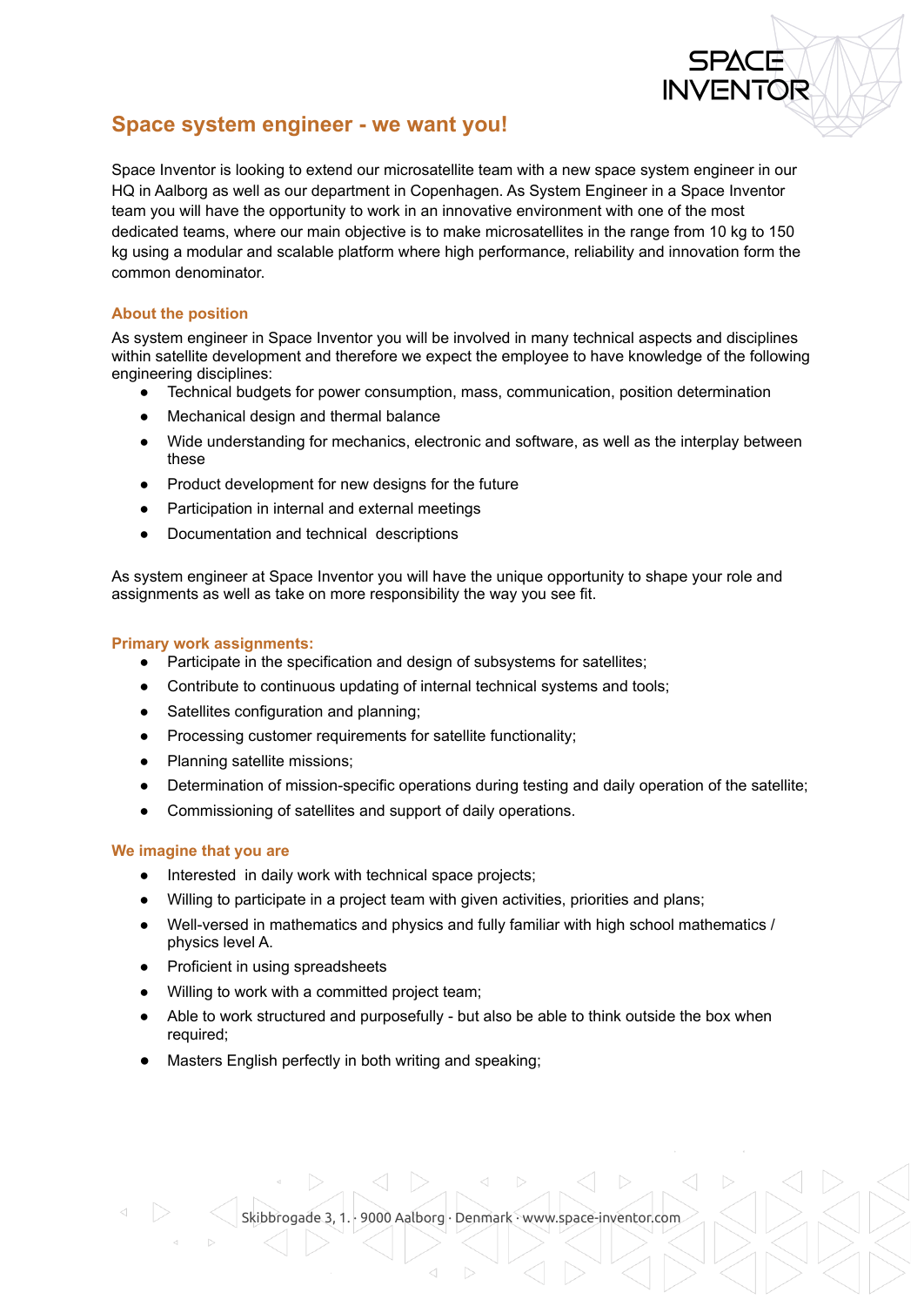# Space system engineer - we want you!

Space Inventor is looking to extend our microsatellite team with a new space system engineer in our HQ in Aalborg as well as our department in Copenhagen. As System Engineer in a Space Inventor team you will have the opportunity to work in an innovative environment with one of the most dedicated teams, where our main objective is to make microsatellites in the range from 10 kg to 150 kg using a modular and scalable platform where high performance, reliability and innovation form the common denominator.

## About the position

As system engineer in Space Inventor you will be involved in many technical aspects and disciplines within satellite development and therefore we expect the employee to have knowledge of the following engineering disciplines:

- Technical budgets for power consumption, mass, communication, position determination
- Mechanical design and thermal balance
- Wide understanding for mechanics, electronic and software, as well as the interplay between these
- Product development for new designs for the future
- Participation in internal and external meetings
- Documentation and technical descriptions

As system engineer at Space Inventor you will have the unique opportunity to shape your role and assignments as well as take on more responsibility the way you see fit.

## Primary work assignments:

- Participate in the specification and design of subsystems for satellites;
- Contribute to continuous updating of internal technical systems and tools;
- Satellites configuration and planning;
- Processing customer requirements for satellite functionality;
- Planning satellite missions;
- Determination of mission-specific operations during testing and daily operation of the satellite;
- Commissioning of satellites and support of daily operations.

## We imagine that you are

- Interested in daily work with technical space projects;
- Willing to participate in a project team with given activities, priorities and plans;
- Well-versed in mathematics and physics and fully familiar with high school mathematics / physics level A.
- Proficient in using spreadsheets
- Willing to work with a committed project team;
- Able to work structured and purposefully - but also be able to think outside the box when required;
- Masters English perfectly in both writing and speaking;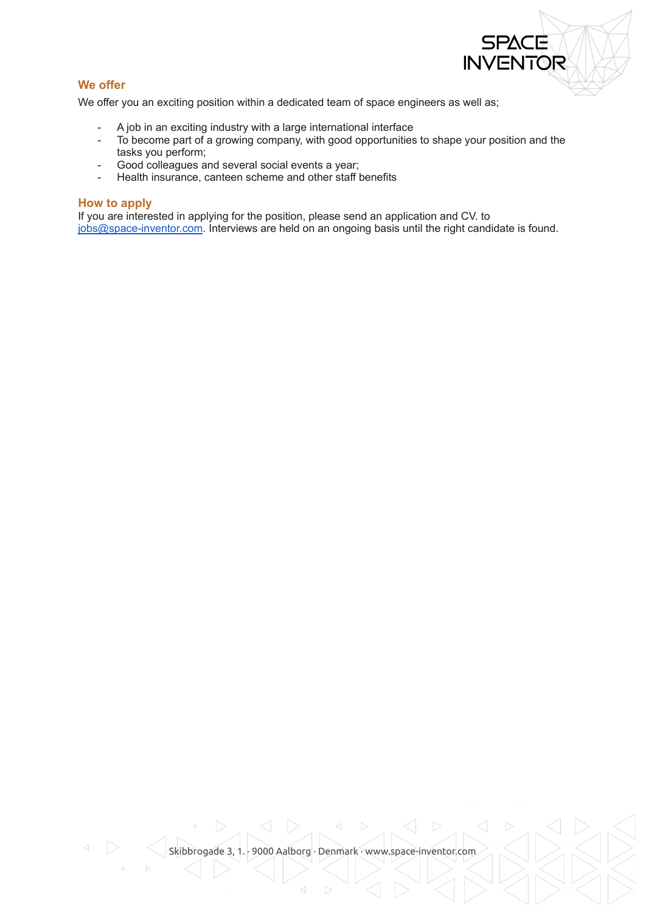## We offer

We offer you an exciting position within a dedicated team of space engineers as well as;

- A job in an exciting industry with a large international interface
- To become part of a growing company, with good opportunities to shape your position and the tasks you perform;
- Good colleagues and several social events a year;
- Health insurance, canteen scheme and other staff benefits

## How to apply

If you are interested in applying for the position, please send an application and CV. to jobs@space-inventor.com. Interviews are held on an ongoing basis until the right candidate is found.